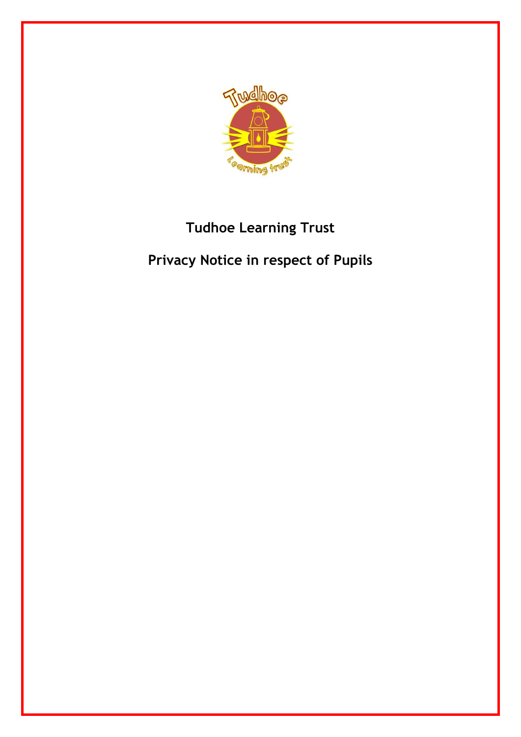# Tudhoe Learning Trust

## Privacy Notice in respect of Pupils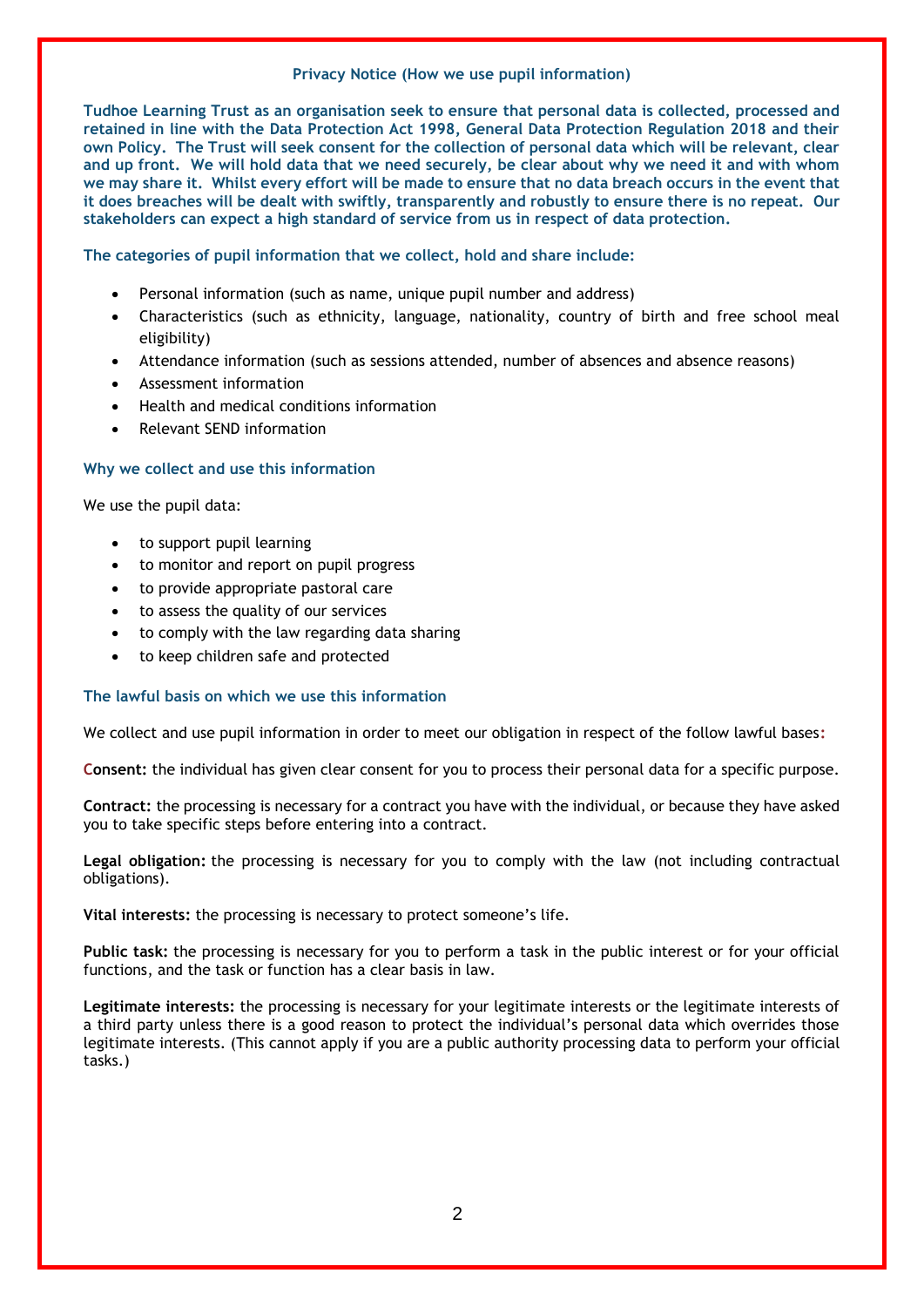## Privacy Notice (How we use pupil information)

**Tudhoe Learning Trust as an organisation seek to ensure that personal data is collected, processed and retained in line with the Data Protection Act 1998, General Data Protection Regulation 2018 and their own Policy. The Trust will seek consent for the collection of personal data which will be relevant, clear and up front. We will hold data that we need securely, be clear about why we need it and with whom we may share it. Whilst every effort will be made to ensure that no data breach occurs in the event that it does breaches will be dealt with swiftly, transparently and robustly to ensure there is no repeat. Our stakeholders can expect a high standard of service from us in respect of data protection.**

### The categories of pupil information that we collect, hold and share include:

- Personal information (such as name, unique pupil number and address)
- Characteristics (such as ethnicity, language, nationality, country of birth and free school meal eligibility)
- Attendance information (such as sessions attended, number of absences and absence reasons)
- Assessment information
- Health and medical conditions information
- Relevant SEND information

### Why we collect and use this information

We use the pupil data:

- to support pupil learning
- to monitor and report on pupil progress
- to provide appropriate pastoral care
- to assess the quality of our services
- to comply with the law regarding data sharing
- to keep children safe and protected

### The lawful basis on which we use this information

We collect and use pupil information in order to meet our obligation in respect of the follow lawful bases:

**Consent:** the individual has given clear consent for you to process their personal data for a specific purpose.

**Contract:** the processing is necessary for a contract you have with the individual, or because they have asked you to take specific steps before entering into a contract.

**Legal obligation:** the processing is necessary for you to comply with the law (not including contractual obligations).

**Vital interests:** the processing is necessary to protect someone's life.

**Public task:** the processing is necessary for you to perform a task in the public interest or for your official functions, and the task or function has a clear basis in law.

**Legitimate interests:** the processing is necessary for your legitimate interests or the legitimate interests of a third party unless there is a good reason to protect the individual's personal data which overrides those legitimate interests. (This cannot apply if you are a public authority processing data to perform your official tasks.)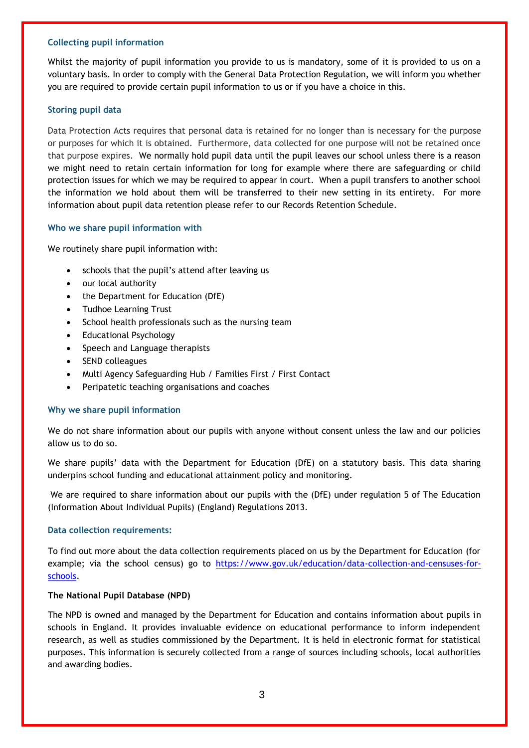### Collecting pupil information

Whilst the majority of pupil information you provide to us is mandatory, some of it is provided to us on a voluntary basis. In order to comply with the General Data Protection Regulation, we will inform you whether you are required to provide certain pupil information to us or if you have a choice in this.

### Storing pupil data

Data Protection Acts requires that personal data is retained for no longer than is necessary for the purpose or purposes for which it is obtained. Furthermore, data collected for one purpose will not be retained once that purpose expires. We normally hold pupil data until the pupil leaves our school unless there is a reason we might need to retain certain information for long for example where there are safeguarding or child protection issues for which we may be required to appear in court. When a pupil transfers to another school the information we hold about them will be transferred to their new setting in its entirety. For more information about pupil data retention please refer to our Records Retention Schedule.

### Who we share pupil information with

We routinely share pupil information with:

- schools that the pupil's attend after leaving us
- our local authority
- the Department for Education (DfE)
- Tudhoe Learning Trust
- School health professionals such as the nursing team
- Educational Psychology
- Speech and Language therapists
- SEND colleagues
- Multi Agency Safeguarding Hub / Families First / First Contact
- Peripatetic teaching organisations and coaches

### Why we share pupil information

We do not share information about our pupils with anyone without consent unless the law and our policies allow us to do so.

We share pupils' data with the Department for Education (DfE) on a statutory basis. This data sharing underpins school funding and educational attainment policy and monitoring.

We are required to share information about our pupils with the (DfE) under regulation 5 of The Education (Information About Individual Pupils) (England) Regulations 2013.

### Data collection requirements:

To find out more about the data collection requirements placed on us by the Department for Education (for example; via the school census) go to https://www.gov.uk/education/data-collection-and-censuses-for-schools.

**The National Pupil Database (NPD)**

The NPD is owned and managed by the Department for Education and contains information about pupils in schools in England. It provides invaluable evidence on educational performance to inform independent research, as well as studies commissioned by the Department. It is held in electronic format for statistical purposes. This information is securely collected from a range of sources including schools, local authorities and awarding bodies.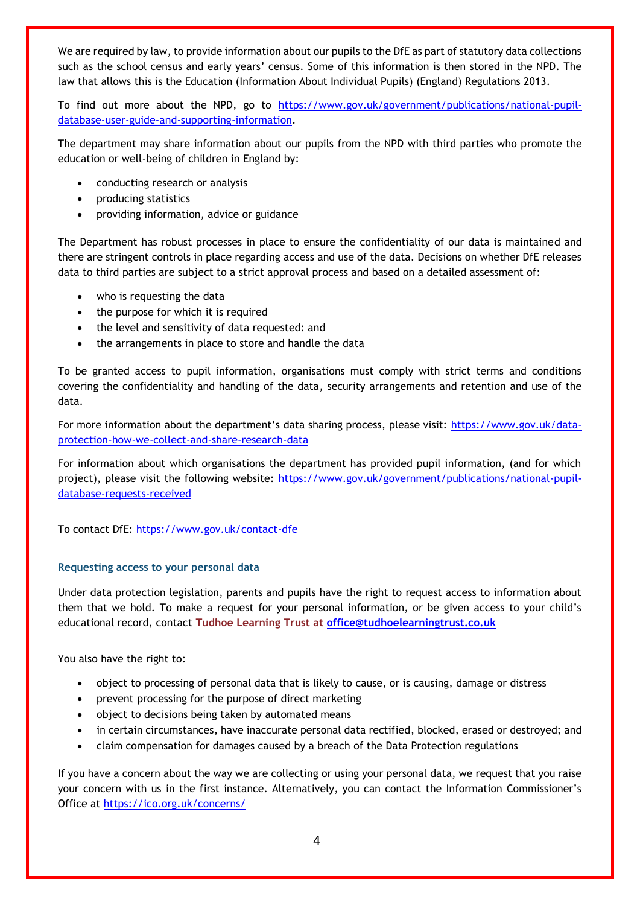We are required by law, to provide information about our pupils to the DfE as part of statutory data collections such as the school census and early years' census. Some of this information is then stored in the NPD. The law that allows this is the Education (Information About Individual Pupils) (England) Regulations 2013.

To find out more about the NPD, go to https://www.gov.uk/government/publications/national-pupil-database-user-guide-and-supporting-information.

The department may share information about our pupils from the NPD with third parties who promote the education or well-being of children in England by:

- conducting research or analysis
- producing statistics
- providing information, advice or guidance

The Department has robust processes in place to ensure the confidentiality of our data is maintained and there are stringent controls in place regarding access and use of the data. Decisions on whether DfE releases data to third parties are subject to a strict approval process and based on a detailed assessment of:

- who is requesting the data
- the purpose for which it is required
- the level and sensitivity of data requested: and
- the arrangements in place to store and handle the data

To be granted access to pupil information, organisations must comply with strict terms and conditions covering the confidentiality and handling of the data, security arrangements and retention and use of the data.

For more information about the department's data sharing process, please visit: https://www.gov.uk/data-protection-how-we-collect-and-share-research-data

For information about which organisations the department has provided pupil information, (and for which project), please visit the following website: https://www.gov.uk/government/publications/national-pupil-database-requests-received

To contact DfE: https://www.gov.uk/contact-dfe

### Requesting access to your personal data

Under data protection legislation, parents and pupils have the right to request access to information about them that we hold. To make a request for your personal information, or be given access to your child's educational record, contact **Tudhoe Learning Trust at office@tudhoelearningtrust.co.uk**

You also have the right to:

- object to processing of personal data that is likely to cause, or is causing, damage or distress
- prevent processing for the purpose of direct marketing
- object to decisions being taken by automated means
- in certain circumstances, have inaccurate personal data rectified, blocked, erased or destroyed; and
- claim compensation for damages caused by a breach of the Data Protection regulations

If you have a concern about the way we are collecting or using your personal data, we request that you raise your concern with us in the first instance. Alternatively, you can contact the Information Commissioner's Office at https://ico.org.uk/concerns/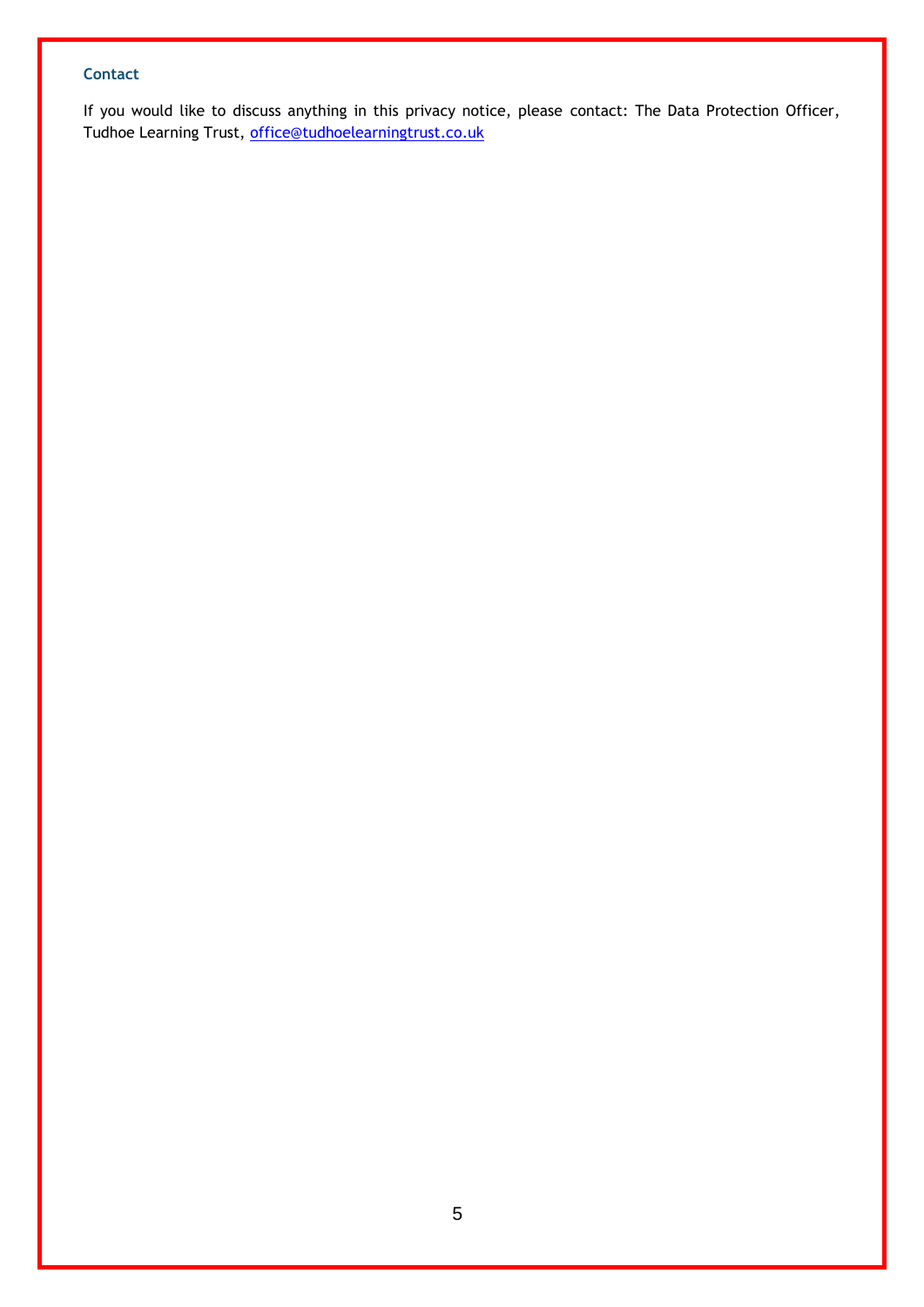### Contact

If you would like to discuss anything in this privacy notice, please contact: The Data Protection Officer, Tudhoe Learning Trust, office@tudhoelearningtrust.co.uk